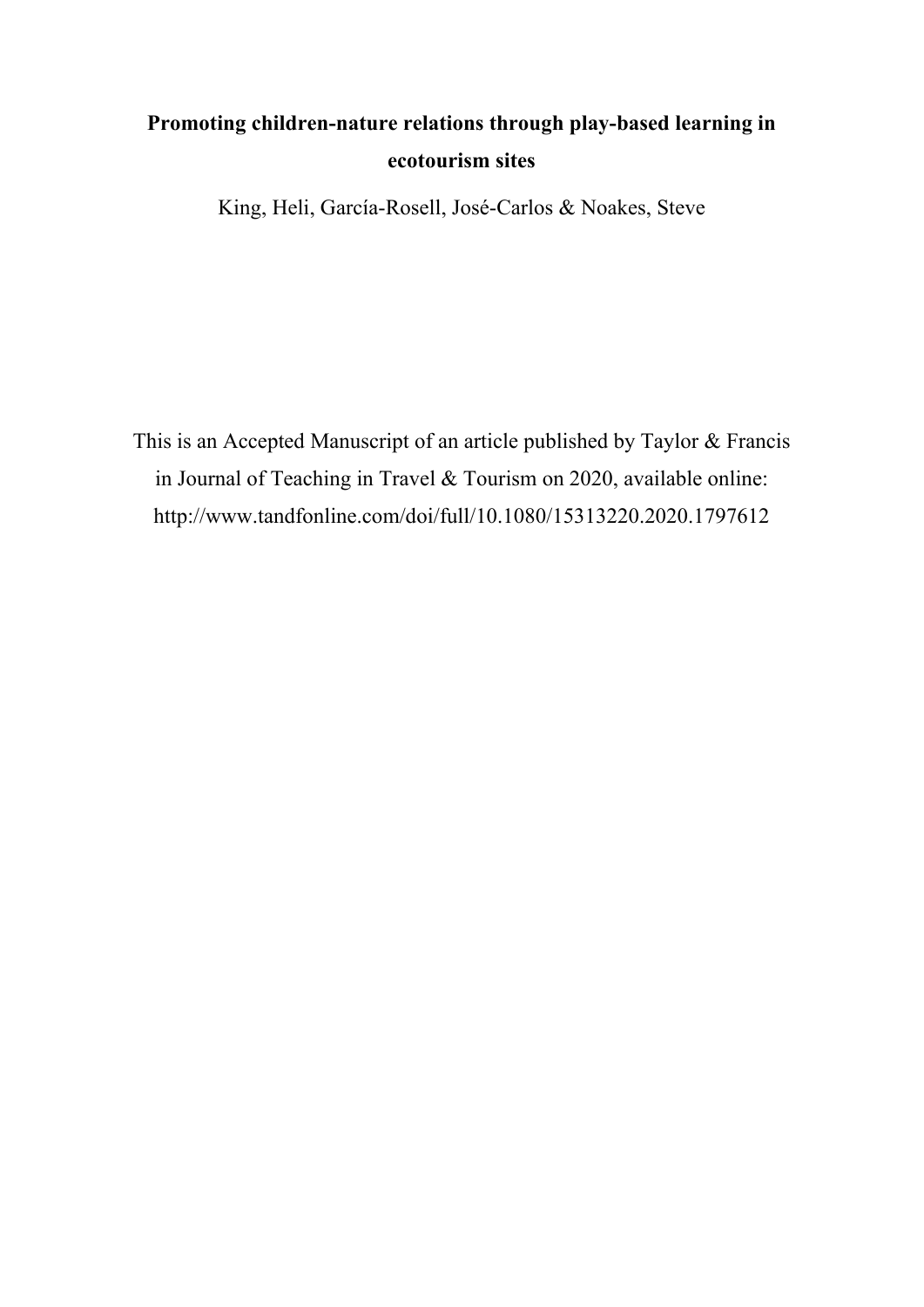# Promoting children-nature relations through play-based learning in ecotourism sites

King, Heli, García-Rosell, José-Carlos & Noakes, Steve

This is an Accepted Manuscript of an article published by Taylor & Francis in Journal of Teaching in Travel & Tourism on 2020, available online: http://www.tandfonline.com/doi/full/10.1080/15313220.2020.1797612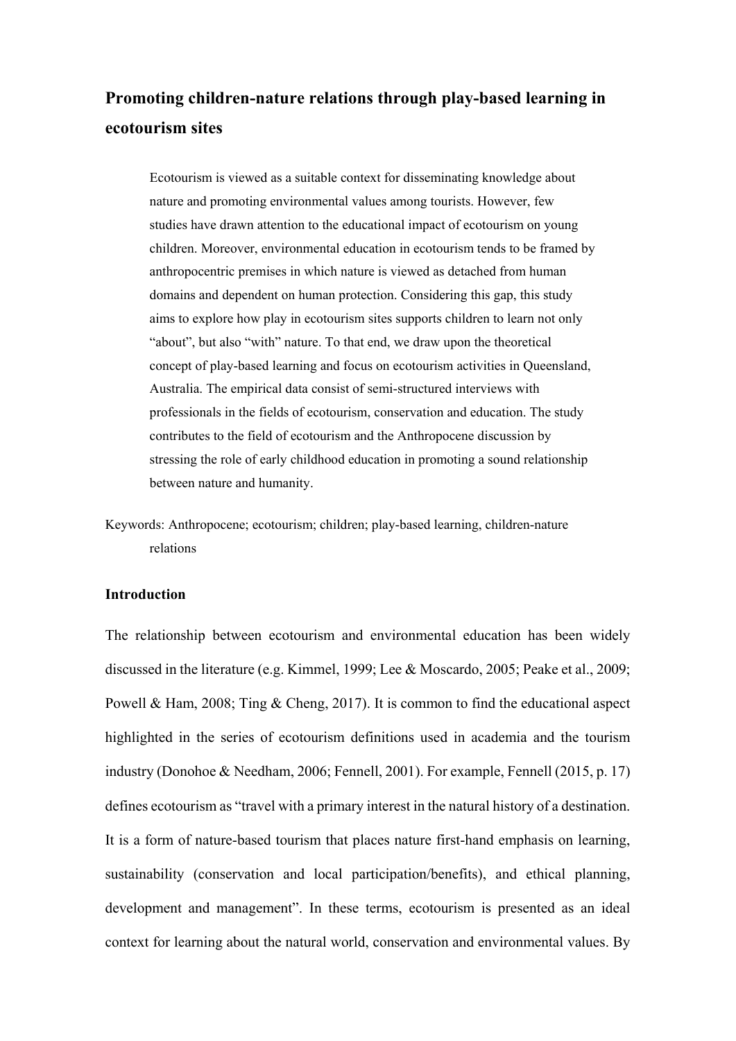# Promoting children-nature relations through play-based learning in ecotourism sites

Ecotourism is viewed as a suitable context for disseminating knowledge about nature and promoting environmental values among tourists. However, few studies have drawn attention to the educational impact of ecotourism on young children. Moreover, environmental education in ecotourism tends to be framed by anthropocentric premises in which nature is viewed as detached from human domains and dependent on human protection. Considering this gap, this study aims to explore how play in ecotourism sites supports children to learn not only "about", but also "with" nature. To that end, we draw upon the theoretical concept of play-based learning and focus on ecotourism activities in Queensland, Australia. The empirical data consist of semi-structured interviews with professionals in the fields of ecotourism, conservation and education. The study contributes to the field of ecotourism and the Anthropocene discussion by stressing the role of early childhood education in promoting a sound relationship between nature and humanity.

Keywords: Anthropocene; ecotourism; children; play-based learning, children-nature relations

## Introduction

The relationship between ecotourism and environmental education has been widely discussed in the literature (e.g. Kimmel, 1999; Lee & Moscardo, 2005; Peake et al., 2009; Powell & Ham, 2008; Ting & Cheng, 2017). It is common to find the educational aspect highlighted in the series of ecotourism definitions used in academia and the tourism industry (Donohoe & Needham, 2006; Fennell, 2001). For example, Fennell (2015, p. 17) defines ecotourism as "travel with a primary interest in the natural history of a destination. It is a form of nature-based tourism that places nature first-hand emphasis on learning, sustainability (conservation and local participation/benefits), and ethical planning, development and management". In these terms, ecotourism is presented as an ideal context for learning about the natural world, conservation and environmental values. By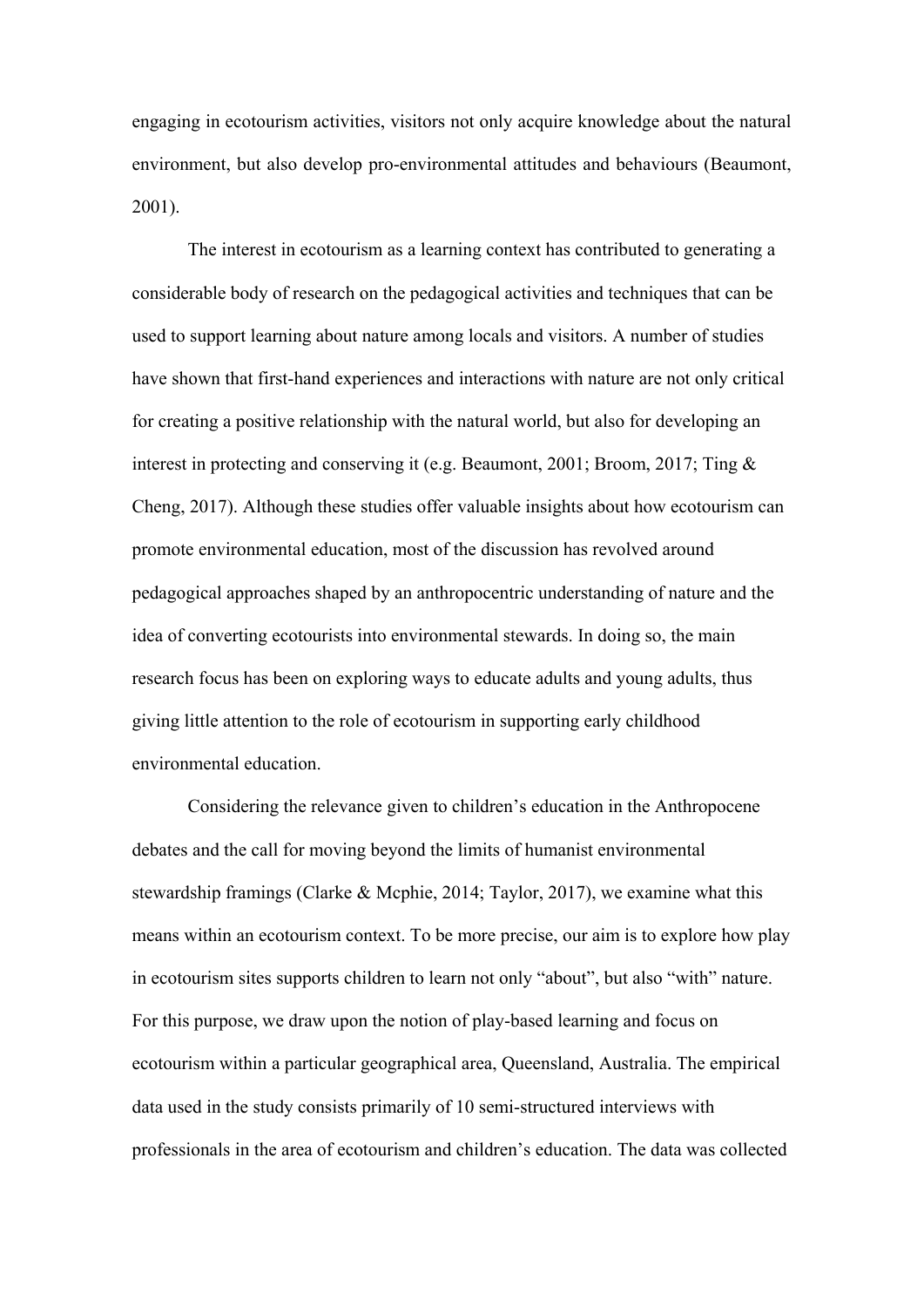engaging in ecotourism activities, visitors not only acquire knowledge about the natural environment, but also develop pro-environmental attitudes and behaviours (Beaumont, 2001).

The interest in ecotourism as a learning context has contributed to generating a considerable body of research on the pedagogical activities and techniques that can be used to support learning about nature among locals and visitors. A number of studies have shown that first-hand experiences and interactions with nature are not only critical for creating a positive relationship with the natural world, but also for developing an interest in protecting and conserving it (e.g. Beaumont, 2001; Broom, 2017; Ting & Cheng, 2017). Although these studies offer valuable insights about how ecotourism can promote environmental education, most of the discussion has revolved around pedagogical approaches shaped by an anthropocentric understanding of nature and the idea of converting ecotourists into environmental stewards. In doing so, the main research focus has been on exploring ways to educate adults and young adults, thus giving little attention to the role of ecotourism in supporting early childhood environmental education.

Considering the relevance given to children's education in the Anthropocene debates and the call for moving beyond the limits of humanist environmental stewardship framings (Clarke & Mcphie, 2014; Taylor, 2017), we examine what this means within an ecotourism context. To be more precise, our aim is to explore how play in ecotourism sites supports children to learn not only "about", but also "with" nature. For this purpose, we draw upon the notion of play-based learning and focus on ecotourism within a particular geographical area, Queensland, Australia. The empirical data used in the study consists primarily of 10 semi-structured interviews with professionals in the area of ecotourism and children's education. The data was collected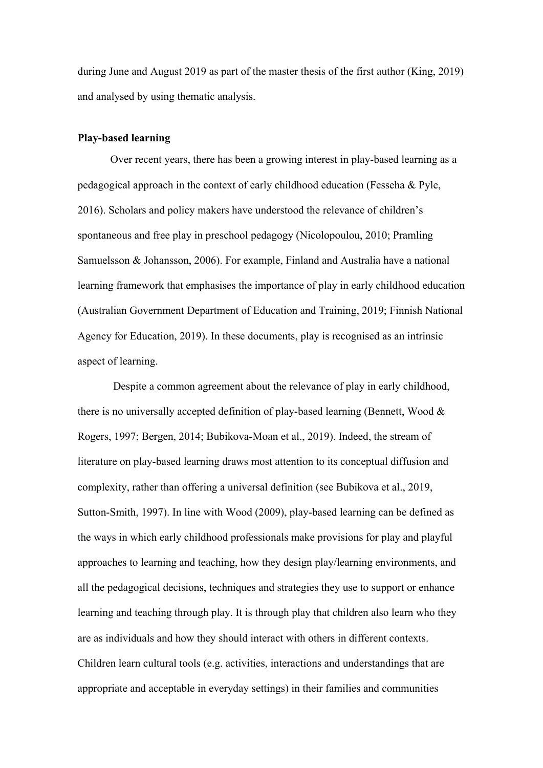during June and August 2019 as part of the master thesis of the first author (King, 2019) and analysed by using thematic analysis.

**Play-based learning**

Over recent years, there has been a growing interest in play-based learning as a pedagogical approach in the context of early childhood education (Fesseha & Pyle, 2016). Scholars and policy makers have understood the relevance of children's spontaneous and free play in preschool pedagogy (Nicolopoulou, 2010; Pramling Samuelsson & Johansson, 2006). For example, Finland and Australia have a national learning framework that emphasises the importance of play in early childhood education (Australian Government Department of Education and Training, 2019; Finnish National Agency for Education, 2019). In these documents, play is recognised as an intrinsic aspect of learning.

Despite a common agreement about the relevance of play in early childhood, there is no universally accepted definition of play-based learning (Bennett, Wood & Rogers, 1997; Bergen, 2014; Bubikova-Moan et al., 2019). Indeed, the stream of literature on play-based learning draws most attention to its conceptual diffusion and complexity, rather than offering a universal definition (see Bubikova et al., 2019, Sutton-Smith, 1997). In line with Wood (2009), play-based learning can be defined as the ways in which early childhood professionals make provisions for play and playful approaches to learning and teaching, how they design play/learning environments, and all the pedagogical decisions, techniques and strategies they use to support or enhance learning and teaching through play. It is through play that children also learn who they are as individuals and how they should interact with others in different contexts. Children learn cultural tools (e.g. activities, interactions and understandings that are appropriate and acceptable in everyday settings) in their families and communities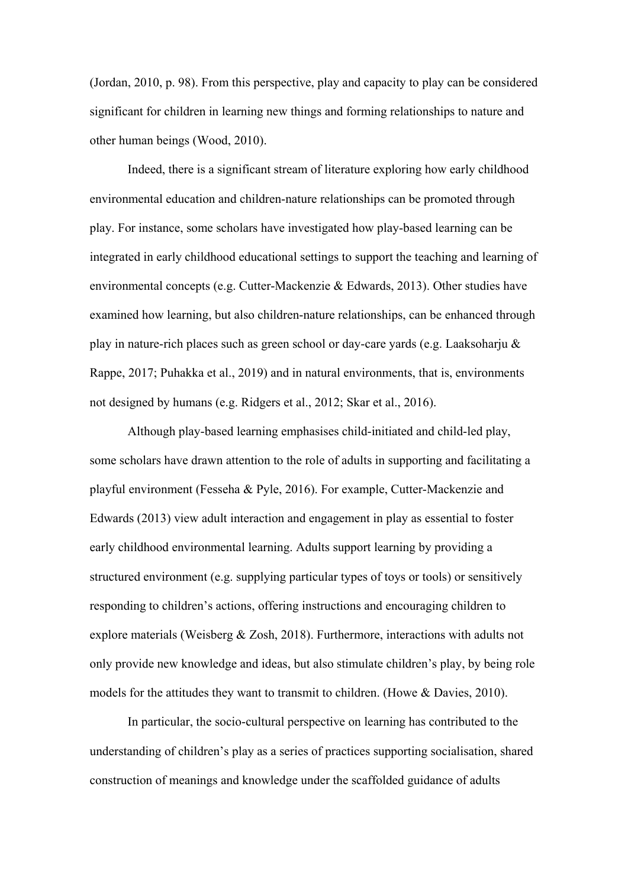(Jordan, 2010, p. 98). From this perspective, play and capacity to play can be considered significant for children in learning new things and forming relationships to nature and other human beings (Wood, 2010).

Indeed, there is a significant stream of literature exploring how early childhood environmental education and children-nature relationships can be promoted through play. For instance, some scholars have investigated how play-based learning can be integrated in early childhood educational settings to support the teaching and learning of environmental concepts (e.g. Cutter-Mackenzie & Edwards, 2013). Other studies have examined how learning, but also children-nature relationships, can be enhanced through play in nature-rich places such as green school or day-care yards (e.g. Laaksoharju & Rappe, 2017; Puhakka et al., 2019) and in natural environments, that is, environments not designed by humans (e.g. Ridgers et al., 2012; Skar et al., 2016).

Although play-based learning emphasises child-initiated and child-led play, some scholars have drawn attention to the role of adults in supporting and facilitating a playful environment (Fesseha & Pyle, 2016). For example, Cutter-Mackenzie and Edwards (2013) view adult interaction and engagement in play as essential to foster early childhood environmental learning. Adults support learning by providing a structured environment (e.g. supplying particular types of toys or tools) or sensitively responding to children's actions, offering instructions and encouraging children to explore materials (Weisberg & Zosh, 2018). Furthermore, interactions with adults not only provide new knowledge and ideas, but also stimulate children's play, by being role models for the attitudes they want to transmit to children. (Howe & Davies, 2010).

In particular, the socio-cultural perspective on learning has contributed to the understanding of children's play as a series of practices supporting socialisation, shared construction of meanings and knowledge under the scaffolded guidance of adults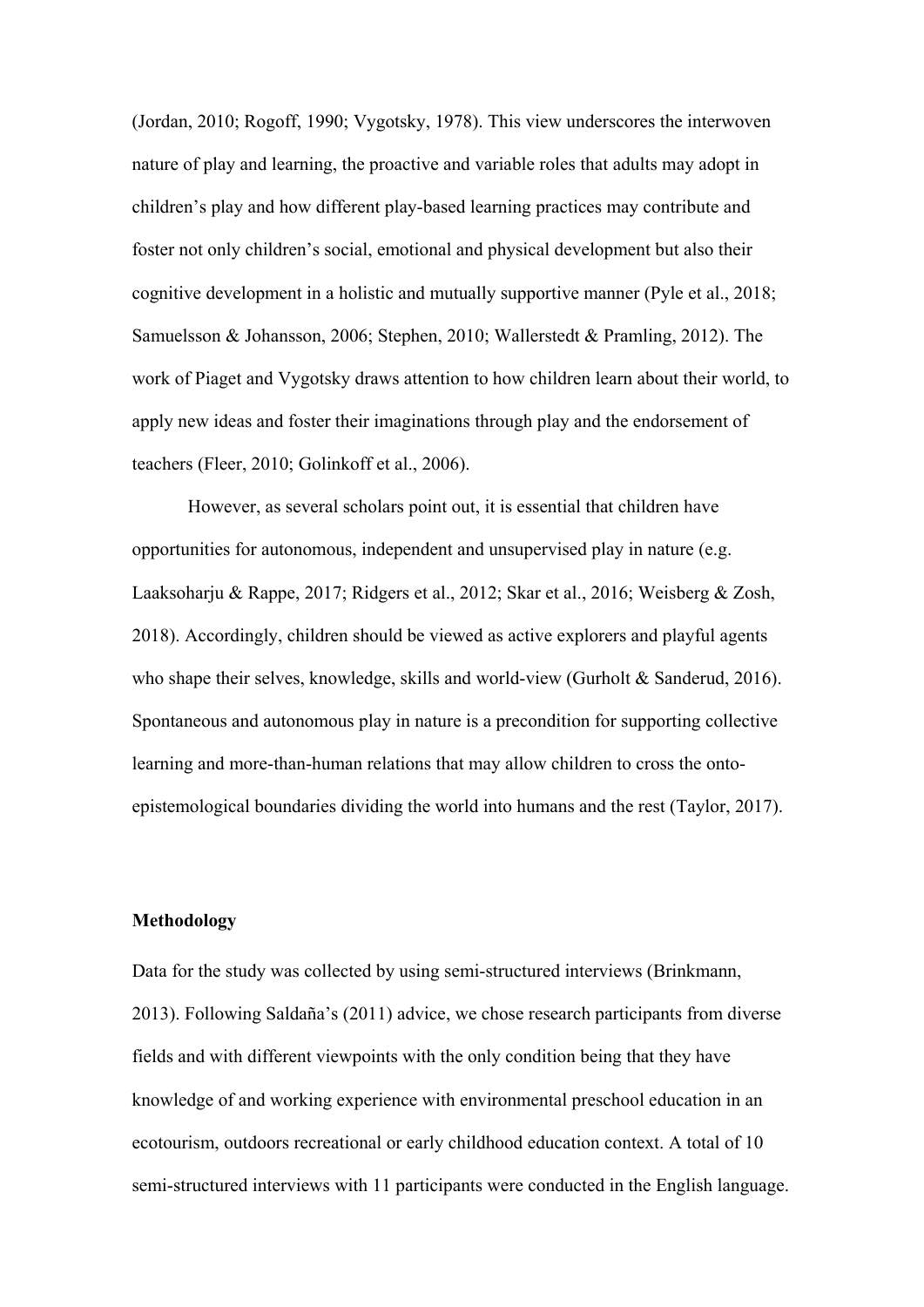(Jordan, 2010; Rogoff, 1990; Vygotsky, 1978). This view underscores the interwoven nature of play and learning, the proactive and variable roles that adults may adopt in children's play and how different play-based learning practices may contribute and foster not only children's social, emotional and physical development but also their cognitive development in a holistic and mutually supportive manner (Pyle et al., 2018; Samuelsson & Johansson, 2006; Stephen, 2010; Wallerstedt & Pramling, 2012). The work of Piaget and Vygotsky draws attention to how children learn about their world, to apply new ideas and foster their imaginations through play and the endorsement of teachers (Fleer, 2010; Golinkoff et al., 2006).

However, as several scholars point out, it is essential that children have opportunities for autonomous, independent and unsupervised play in nature (e.g. Laaksoharju & Rappe, 2017; Ridgers et al., 2012; Skar et al., 2016; Weisberg & Zosh, 2018). Accordingly, children should be viewed as active explorers and playful agents who shape their selves, knowledge, skills and world-view (Gurholt & Sanderud, 2016). Spontaneous and autonomous play in nature is a precondition for supporting collective learning and more-than-human relations that may allow children to cross the onto-epistemological boundaries dividing the world into humans and the rest (Taylor, 2017).

## Methodology

Data for the study was collected by using semi-structured interviews (Brinkmann, 2013). Following Saldaña's (2011) advice, we chose research participants from diverse fields and with different viewpoints with the only condition being that they have knowledge of and working experience with environmental preschool education in an ecotourism, outdoors recreational or early childhood education context. A total of 10 semi-structured interviews with 11 participants were conducted in the English language.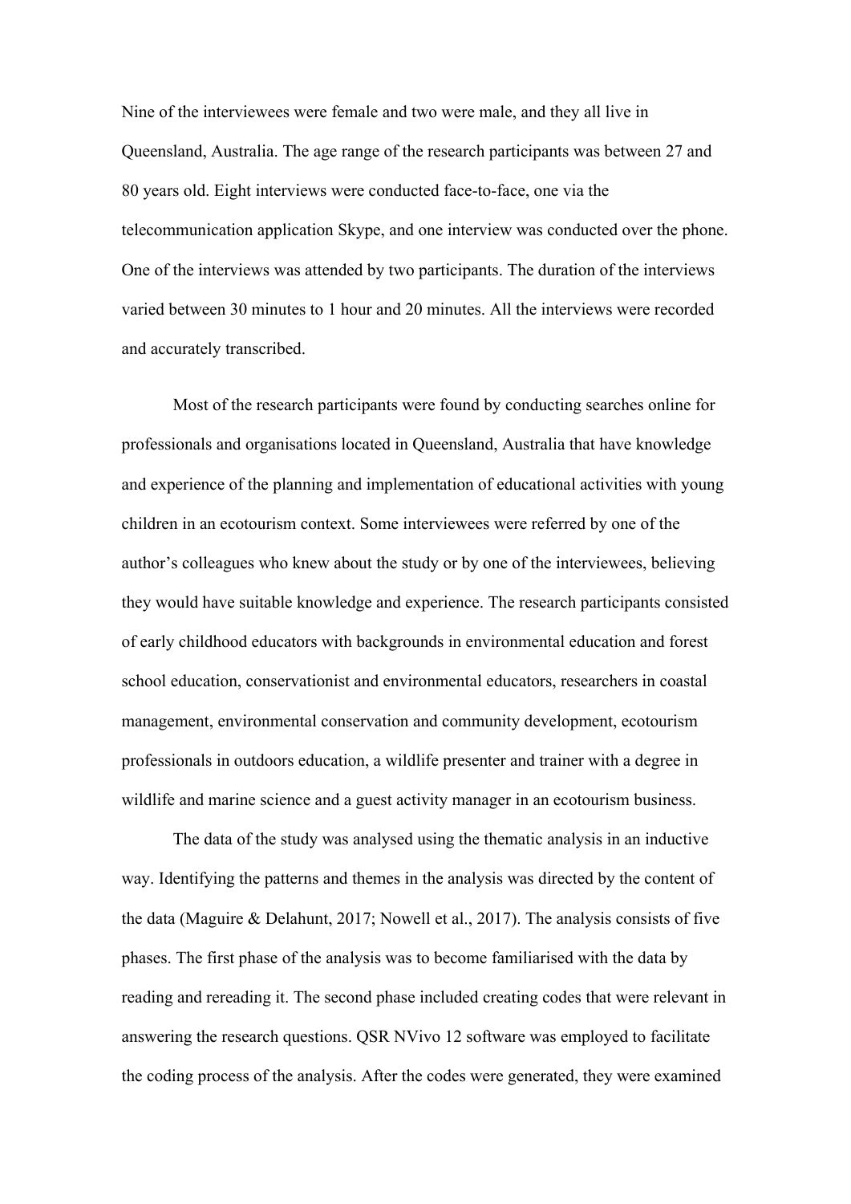Nine of the interviewees were female and two were male, and they all live in Queensland, Australia. The age range of the research participants was between 27 and 80 years old. Eight interviews were conducted face-to-face, one via the telecommunication application Skype, and one interview was conducted over the phone. One of the interviews was attended by two participants. The duration of the interviews varied between 30 minutes to 1 hour and 20 minutes. All the interviews were recorded and accurately transcribed.

Most of the research participants were found by conducting searches online for professionals and organisations located in Queensland, Australia that have knowledge and experience of the planning and implementation of educational activities with young children in an ecotourism context. Some interviewees were referred by one of the author's colleagues who knew about the study or by one of the interviewees, believing they would have suitable knowledge and experience. The research participants consisted of early childhood educators with backgrounds in environmental education and forest school education, conservationist and environmental educators, researchers in coastal management, environmental conservation and community development, ecotourism professionals in outdoors education, a wildlife presenter and trainer with a degree in wildlife and marine science and a guest activity manager in an ecotourism business.

The data of the study was analysed using the thematic analysis in an inductive way. Identifying the patterns and themes in the analysis was directed by the content of the data (Maguire & Delahunt, 2017; Nowell et al., 2017). The analysis consists of five phases. The first phase of the analysis was to become familiarised with the data by reading and rereading it. The second phase included creating codes that were relevant in answering the research questions. QSR NVivo 12 software was employed to facilitate the coding process of the analysis. After the codes were generated, they were examined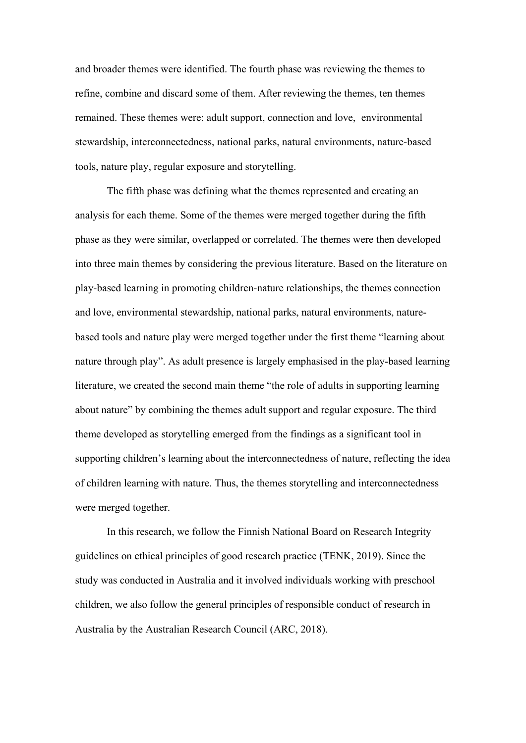and broader themes were identified. The fourth phase was reviewing the themes to refine, combine and discard some of them. After reviewing the themes, ten themes remained. These themes were: adult support, connection and love,  environmental stewardship, interconnectedness, national parks, natural environments, nature-based tools, nature play, regular exposure and storytelling.

The fifth phase was defining what the themes represented and creating an analysis for each theme. Some of the themes were merged together during the fifth phase as they were similar, overlapped or correlated. The themes were then developed into three main themes by considering the previous literature. Based on the literature on play-based learning in promoting children-nature relationships, the themes connection and love, environmental stewardship, national parks, natural environments, nature-based tools and nature play were merged together under the first theme "learning about nature through play". As adult presence is largely emphasised in the play-based learning literature, we created the second main theme "the role of adults in supporting learning about nature" by combining the themes adult support and regular exposure. The third theme developed as storytelling emerged from the findings as a significant tool in supporting children's learning about the interconnectedness of nature, reflecting the idea of children learning with nature. Thus, the themes storytelling and interconnectedness were merged together.

In this research, we follow the Finnish National Board on Research Integrity guidelines on ethical principles of good research practice (TENK, 2019). Since the study was conducted in Australia and it involved individuals working with preschool children, we also follow the general principles of responsible conduct of research in Australia by the Australian Research Council (ARC, 2018).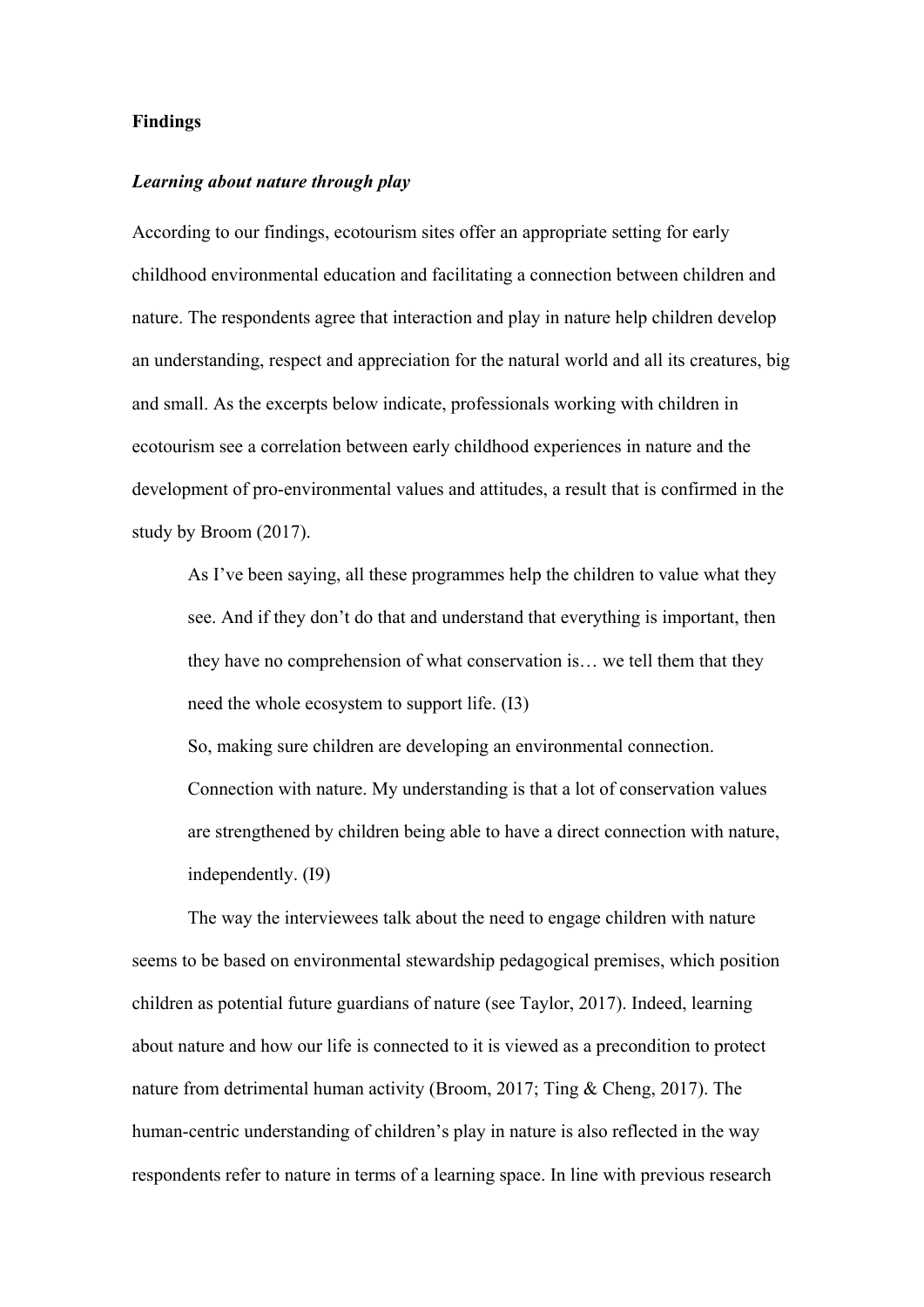**Findings**

***Learning about nature through play***

According to our findings, ecotourism sites offer an appropriate setting for early childhood environmental education and facilitating a connection between children and nature. The respondents agree that interaction and play in nature help children develop an understanding, respect and appreciation for the natural world and all its creatures, big and small. As the excerpts below indicate, professionals working with children in ecotourism see a correlation between early childhood experiences in nature and the development of pro-environmental values and attitudes, a result that is confirmed in the study by Broom (2017).

> As I've been saying, all these programmes help the children to value what they see. And if they don't do that and understand that everything is important, then they have no comprehension of what conservation is… we tell them that they need the whole ecosystem to support life. (I3)
>
> So, making sure children are developing an environmental connection. Connection with nature. My understanding is that a lot of conservation values are strengthened by children being able to have a direct connection with nature, independently. (I9)

The way the interviewees talk about the need to engage children with nature seems to be based on environmental stewardship pedagogical premises, which position children as potential future guardians of nature (see Taylor, 2017). Indeed, learning about nature and how our life is connected to it is viewed as a precondition to protect nature from detrimental human activity (Broom, 2017; Ting & Cheng, 2017). The human-centric understanding of children's play in nature is also reflected in the way respondents refer to nature in terms of a learning space. In line with previous research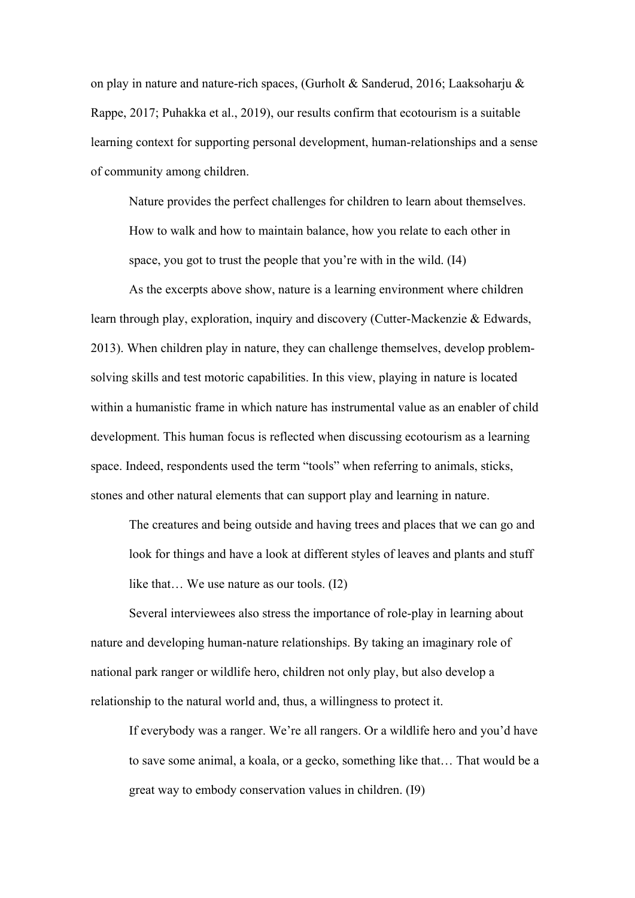on play in nature and nature-rich spaces, (Gurholt & Sanderud, 2016; Laaksoharju & Rappe, 2017; Puhakka et al., 2019), our results confirm that ecotourism is a suitable learning context for supporting personal development, human-relationships and a sense of community among children.

> Nature provides the perfect challenges for children to learn about themselves. How to walk and how to maintain balance, how you relate to each other in space, you got to trust the people that you're with in the wild. (I4)

As the excerpts above show, nature is a learning environment where children learn through play, exploration, inquiry and discovery (Cutter-Mackenzie & Edwards, 2013). When children play in nature, they can challenge themselves, develop problem-solving skills and test motoric capabilities. In this view, playing in nature is located within a humanistic frame in which nature has instrumental value as an enabler of child development. This human focus is reflected when discussing ecotourism as a learning space. Indeed, respondents used the term "tools" when referring to animals, sticks, stones and other natural elements that can support play and learning in nature.

> The creatures and being outside and having trees and places that we can go and look for things and have a look at different styles of leaves and plants and stuff like that… We use nature as our tools. (I2)

Several interviewees also stress the importance of role-play in learning about nature and developing human-nature relationships. By taking an imaginary role of national park ranger or wildlife hero, children not only play, but also develop a relationship to the natural world and, thus, a willingness to protect it.

> If everybody was a ranger. We're all rangers. Or a wildlife hero and you'd have to save some animal, a koala, or a gecko, something like that… That would be a great way to embody conservation values in children. (I9)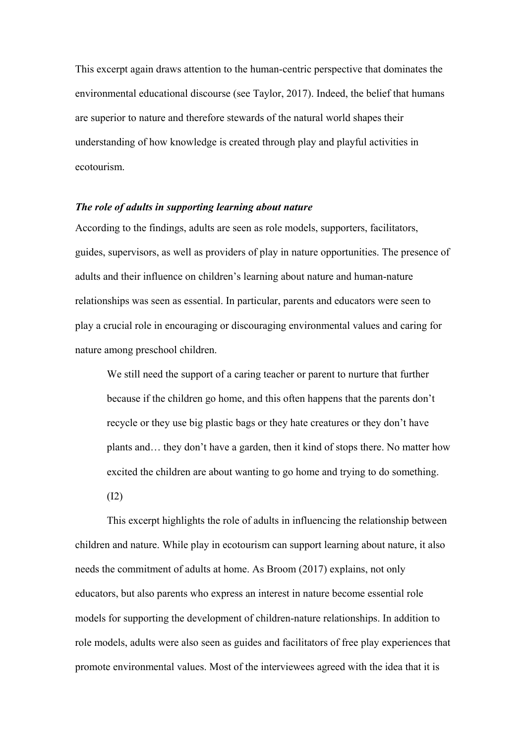This excerpt again draws attention to the human-centric perspective that dominates the environmental educational discourse (see Taylor, 2017). Indeed, the belief that humans are superior to nature and therefore stewards of the natural world shapes their understanding of how knowledge is created through play and playful activities in ecotourism.

***The role of adults in supporting learning about nature***

According to the findings, adults are seen as role models, supporters, facilitators, guides, supervisors, as well as providers of play in nature opportunities. The presence of adults and their influence on children's learning about nature and human-nature relationships was seen as essential. In particular, parents and educators were seen to play a crucial role in encouraging or discouraging environmental values and caring for nature among preschool children.

> We still need the support of a caring teacher or parent to nurture that further because if the children go home, and this often happens that the parents don't recycle or they use big plastic bags or they hate creatures or they don't have plants and… they don't have a garden, then it kind of stops there. No matter how excited the children are about wanting to go home and trying to do something. (I2)

This excerpt highlights the role of adults in influencing the relationship between children and nature. While play in ecotourism can support learning about nature, it also needs the commitment of adults at home. As Broom (2017) explains, not only educators, but also parents who express an interest in nature become essential role models for supporting the development of children-nature relationships. In addition to role models, adults were also seen as guides and facilitators of free play experiences that promote environmental values. Most of the interviewees agreed with the idea that it is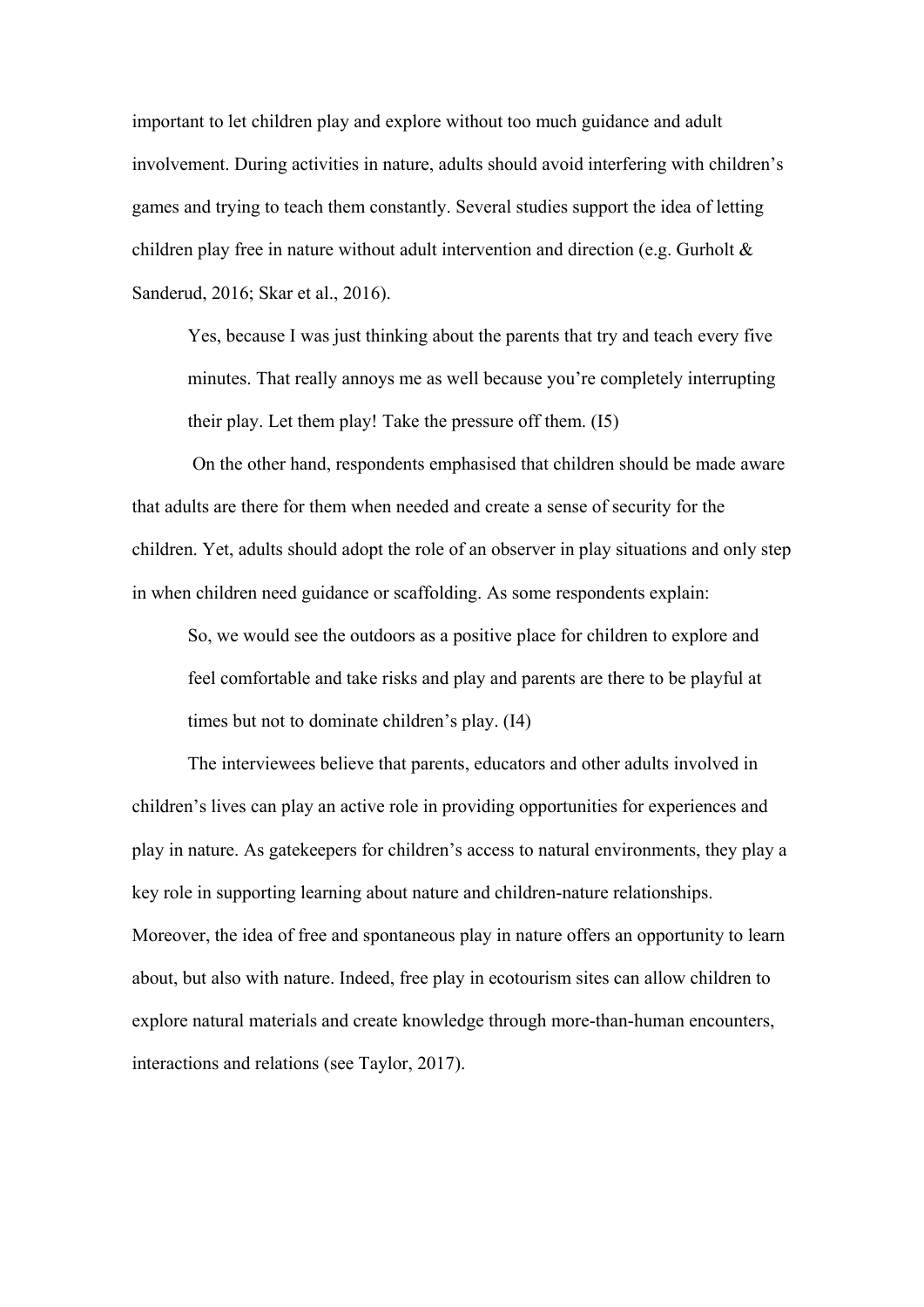important to let children play and explore without too much guidance and adult involvement. During activities in nature, adults should avoid interfering with children's games and trying to teach them constantly. Several studies support the idea of letting children play free in nature without adult intervention and direction (e.g. Gurholt & Sanderud, 2016; Skar et al., 2016).

> Yes, because I was just thinking about the parents that try and teach every five minutes. That really annoys me as well because you're completely interrupting their play. Let them play! Take the pressure off them. (I5)

On the other hand, respondents emphasised that children should be made aware that adults are there for them when needed and create a sense of security for the children. Yet, adults should adopt the role of an observer in play situations and only step in when children need guidance or scaffolding. As some respondents explain:

> So, we would see the outdoors as a positive place for children to explore and feel comfortable and take risks and play and parents are there to be playful at times but not to dominate children's play. (I4)

The interviewees believe that parents, educators and other adults involved in children's lives can play an active role in providing opportunities for experiences and play in nature. As gatekeepers for children's access to natural environments, they play a key role in supporting learning about nature and children-nature relationships. Moreover, the idea of free and spontaneous play in nature offers an opportunity to learn about, but also with nature. Indeed, free play in ecotourism sites can allow children to explore natural materials and create knowledge through more-than-human encounters, interactions and relations (see Taylor, 2017).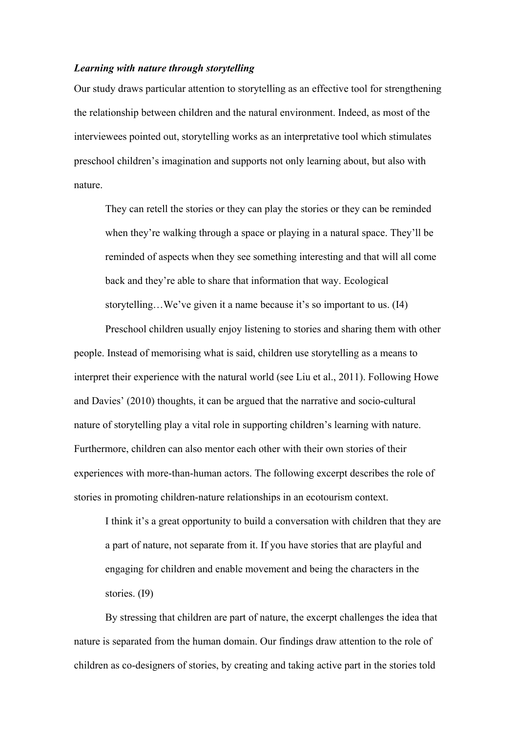### *Learning with nature through storytelling*

Our study draws particular attention to storytelling as an effective tool for strengthening the relationship between children and the natural environment. Indeed, as most of the interviewees pointed out, storytelling works as an interpretative tool which stimulates preschool children's imagination and supports not only learning about, but also with nature.

> They can retell the stories or they can play the stories or they can be reminded when they're walking through a space or playing in a natural space. They'll be reminded of aspects when they see something interesting and that will all come back and they're able to share that information that way. Ecological storytelling…We've given it a name because it's so important to us. (I4)

Preschool children usually enjoy listening to stories and sharing them with other people. Instead of memorising what is said, children use storytelling as a means to interpret their experience with the natural world (see Liu et al., 2011). Following Howe and Davies' (2010) thoughts, it can be argued that the narrative and socio-cultural nature of storytelling play a vital role in supporting children's learning with nature. Furthermore, children can also mentor each other with their own stories of their experiences with more-than-human actors. The following excerpt describes the role of stories in promoting children-nature relationships in an ecotourism context.

> I think it's a great opportunity to build a conversation with children that they are a part of nature, not separate from it. If you have stories that are playful and engaging for children and enable movement and being the characters in the stories. (I9)

By stressing that children are part of nature, the excerpt challenges the idea that nature is separated from the human domain. Our findings draw attention to the role of children as co-designers of stories, by creating and taking active part in the stories told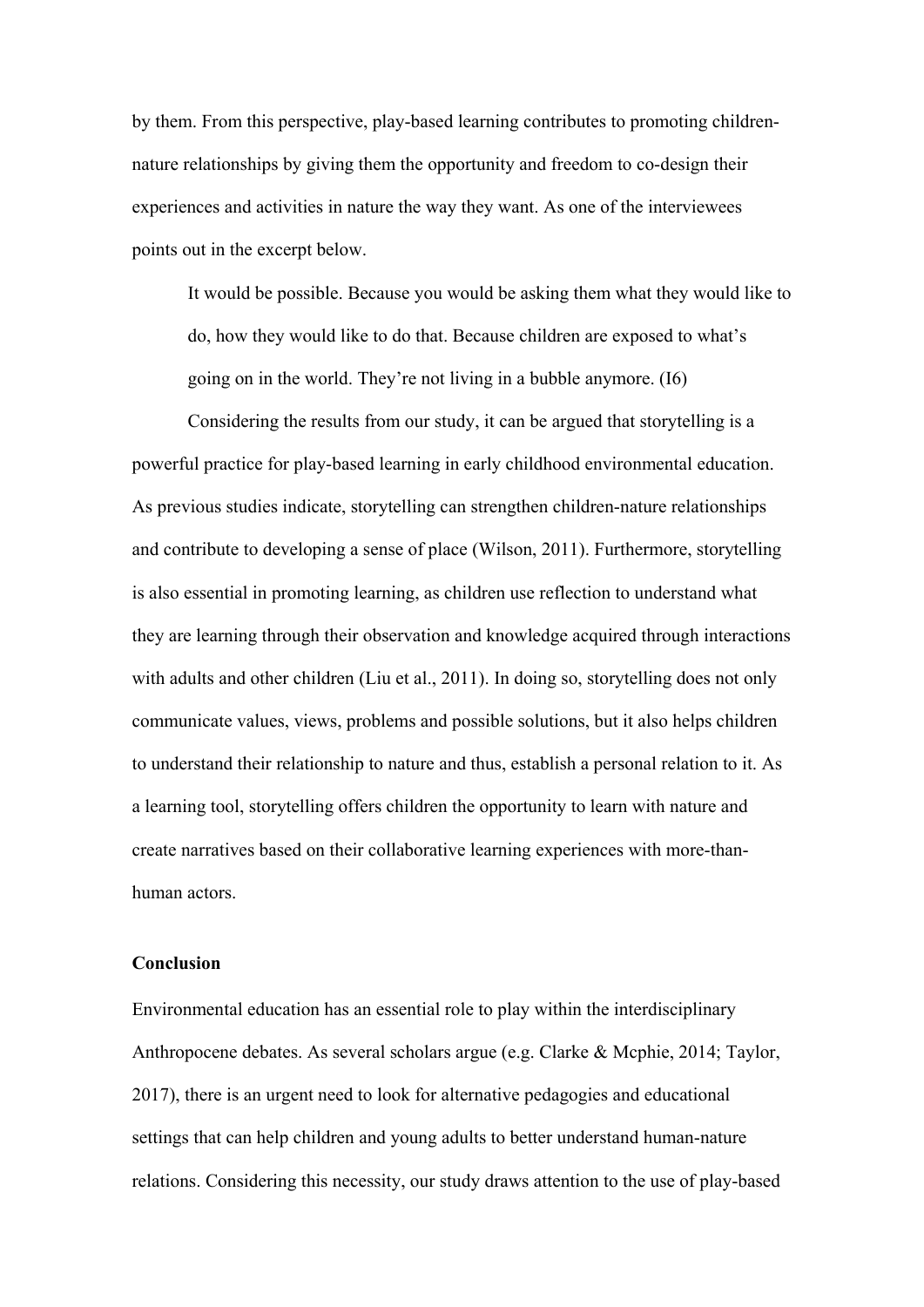by them. From this perspective, play-based learning contributes to promoting children-nature relationships by giving them the opportunity and freedom to co-design their experiences and activities in nature the way they want. As one of the interviewees points out in the excerpt below.

> It would be possible. Because you would be asking them what they would like to do, how they would like to do that. Because children are exposed to what's going on in the world. They're not living in a bubble anymore. (I6)

Considering the results from our study, it can be argued that storytelling is a powerful practice for play-based learning in early childhood environmental education. As previous studies indicate, storytelling can strengthen children-nature relationships and contribute to developing a sense of place (Wilson, 2011). Furthermore, storytelling is also essential in promoting learning, as children use reflection to understand what they are learning through their observation and knowledge acquired through interactions with adults and other children (Liu et al., 2011). In doing so, storytelling does not only communicate values, views, problems and possible solutions, but it also helps children to understand their relationship to nature and thus, establish a personal relation to it. As a learning tool, storytelling offers children the opportunity to learn with nature and create narratives based on their collaborative learning experiences with more-than-human actors.

## Conclusion

Environmental education has an essential role to play within the interdisciplinary Anthropocene debates. As several scholars argue (e.g. Clarke & Mcphie, 2014; Taylor, 2017), there is an urgent need to look for alternative pedagogies and educational settings that can help children and young adults to better understand human-nature relations. Considering this necessity, our study draws attention to the use of play-based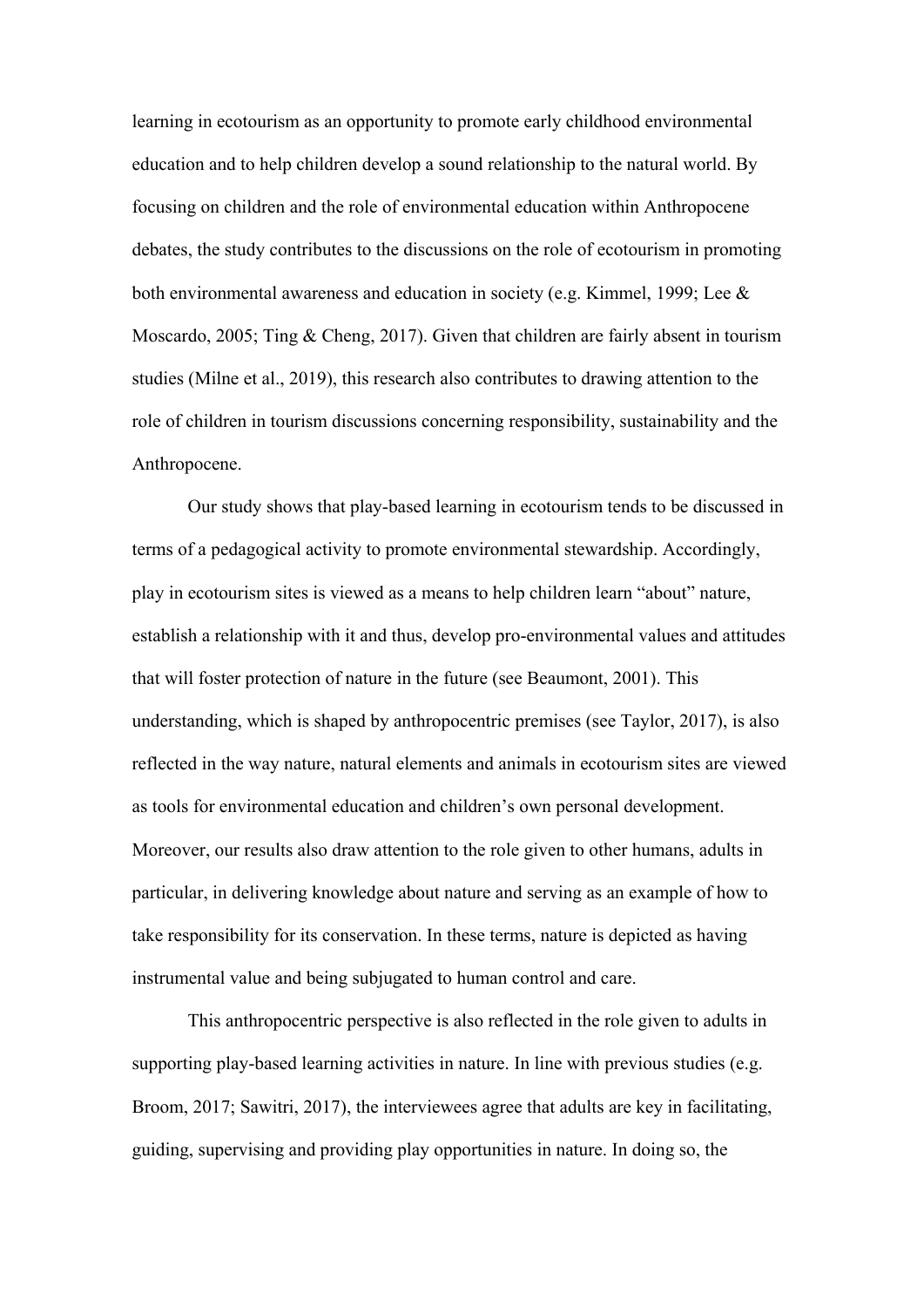learning in ecotourism as an opportunity to promote early childhood environmental education and to help children develop a sound relationship to the natural world. By focusing on children and the role of environmental education within Anthropocene debates, the study contributes to the discussions on the role of ecotourism in promoting both environmental awareness and education in society (e.g. Kimmel, 1999; Lee & Moscardo, 2005; Ting & Cheng, 2017). Given that children are fairly absent in tourism studies (Milne et al., 2019), this research also contributes to drawing attention to the role of children in tourism discussions concerning responsibility, sustainability and the Anthropocene.

Our study shows that play-based learning in ecotourism tends to be discussed in terms of a pedagogical activity to promote environmental stewardship. Accordingly, play in ecotourism sites is viewed as a means to help children learn "about" nature, establish a relationship with it and thus, develop pro-environmental values and attitudes that will foster protection of nature in the future (see Beaumont, 2001). This understanding, which is shaped by anthropocentric premises (see Taylor, 2017), is also reflected in the way nature, natural elements and animals in ecotourism sites are viewed as tools for environmental education and children's own personal development. Moreover, our results also draw attention to the role given to other humans, adults in particular, in delivering knowledge about nature and serving as an example of how to take responsibility for its conservation. In these terms, nature is depicted as having instrumental value and being subjugated to human control and care.

This anthropocentric perspective is also reflected in the role given to adults in supporting play-based learning activities in nature. In line with previous studies (e.g. Broom, 2017; Sawitri, 2017), the interviewees agree that adults are key in facilitating, guiding, supervising and providing play opportunities in nature. In doing so, the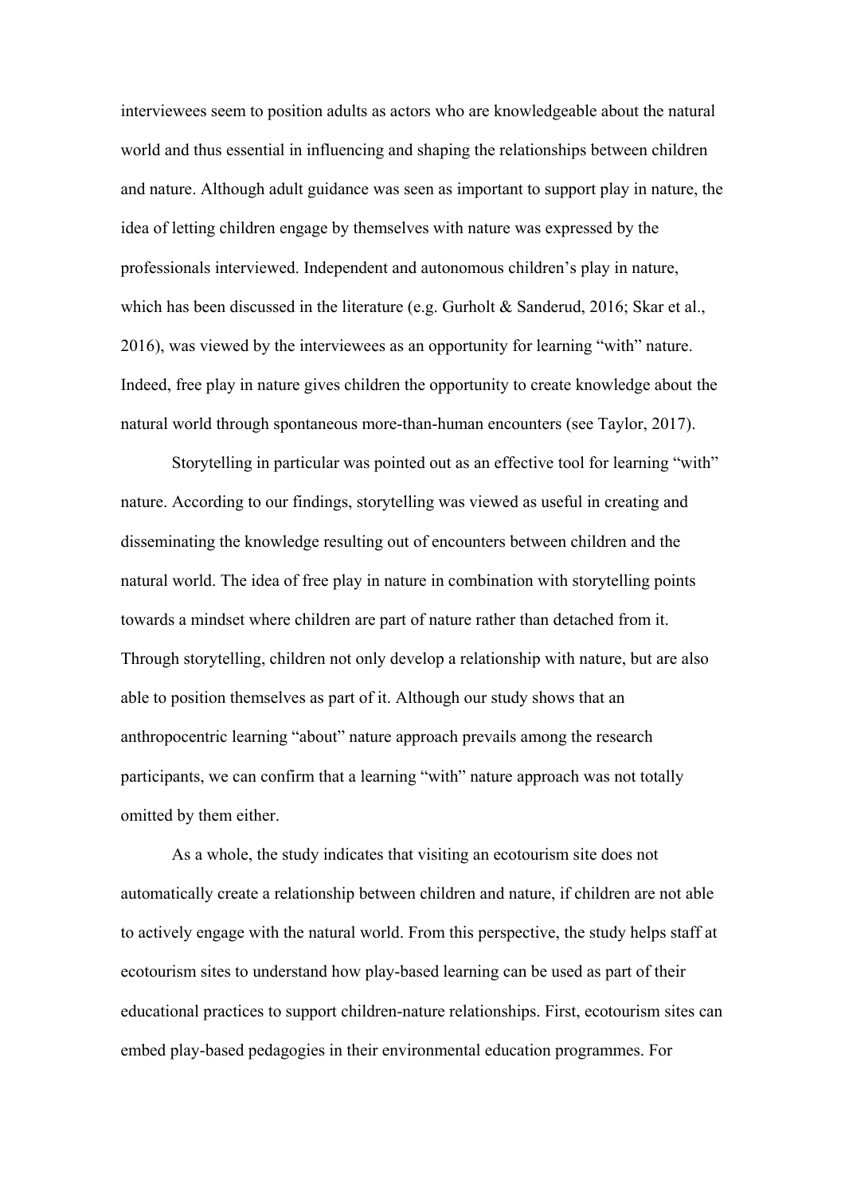interviewees seem to position adults as actors who are knowledgeable about the natural world and thus essential in influencing and shaping the relationships between children and nature. Although adult guidance was seen as important to support play in nature, the idea of letting children engage by themselves with nature was expressed by the professionals interviewed. Independent and autonomous children's play in nature, which has been discussed in the literature (e.g. Gurholt & Sanderud, 2016; Skar et al., 2016), was viewed by the interviewees as an opportunity for learning "with" nature. Indeed, free play in nature gives children the opportunity to create knowledge about the natural world through spontaneous more-than-human encounters (see Taylor, 2017).

Storytelling in particular was pointed out as an effective tool for learning "with" nature. According to our findings, storytelling was viewed as useful in creating and disseminating the knowledge resulting out of encounters between children and the natural world. The idea of free play in nature in combination with storytelling points towards a mindset where children are part of nature rather than detached from it. Through storytelling, children not only develop a relationship with nature, but are also able to position themselves as part of it. Although our study shows that an anthropocentric learning "about" nature approach prevails among the research participants, we can confirm that a learning "with" nature approach was not totally omitted by them either.

As a whole, the study indicates that visiting an ecotourism site does not automatically create a relationship between children and nature, if children are not able to actively engage with the natural world. From this perspective, the study helps staff at ecotourism sites to understand how play-based learning can be used as part of their educational practices to support children-nature relationships. First, ecotourism sites can embed play-based pedagogies in their environmental education programmes. For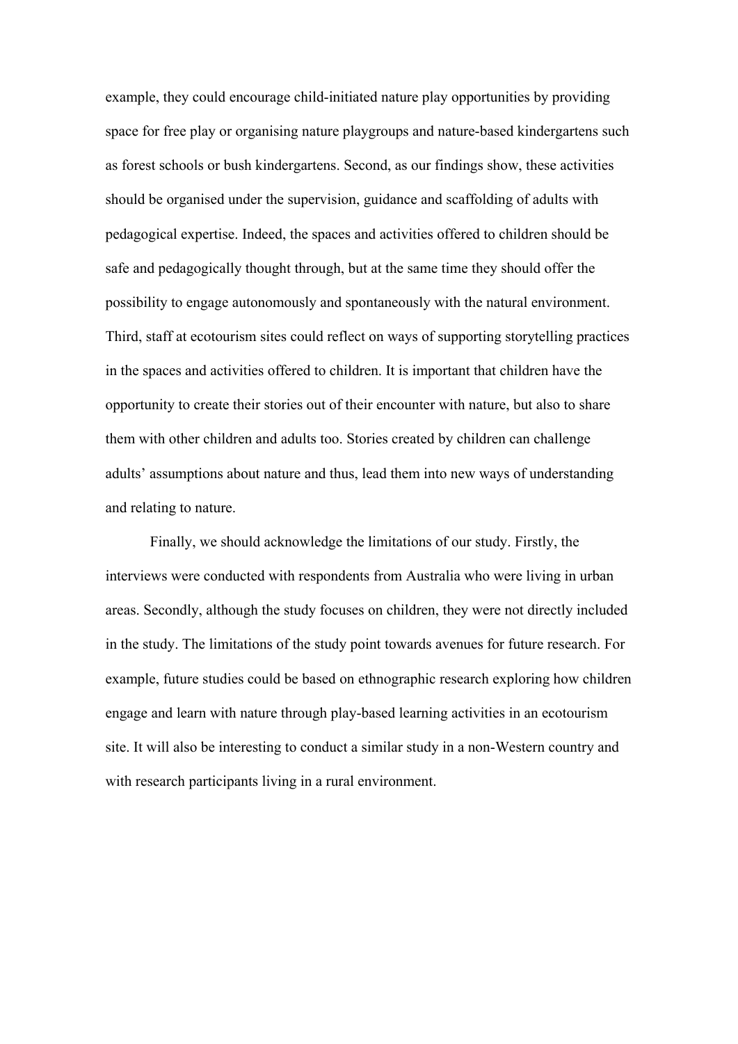example, they could encourage child-initiated nature play opportunities by providing space for free play or organising nature playgroups and nature-based kindergartens such as forest schools or bush kindergartens. Second, as our findings show, these activities should be organised under the supervision, guidance and scaffolding of adults with pedagogical expertise. Indeed, the spaces and activities offered to children should be safe and pedagogically thought through, but at the same time they should offer the possibility to engage autonomously and spontaneously with the natural environment. Third, staff at ecotourism sites could reflect on ways of supporting storytelling practices in the spaces and activities offered to children. It is important that children have the opportunity to create their stories out of their encounter with nature, but also to share them with other children and adults too. Stories created by children can challenge adults' assumptions about nature and thus, lead them into new ways of understanding and relating to nature.

Finally, we should acknowledge the limitations of our study. Firstly, the interviews were conducted with respondents from Australia who were living in urban areas. Secondly, although the study focuses on children, they were not directly included in the study. The limitations of the study point towards avenues for future research. For example, future studies could be based on ethnographic research exploring how children engage and learn with nature through play-based learning activities in an ecotourism site. It will also be interesting to conduct a similar study in a non-Western country and with research participants living in a rural environment.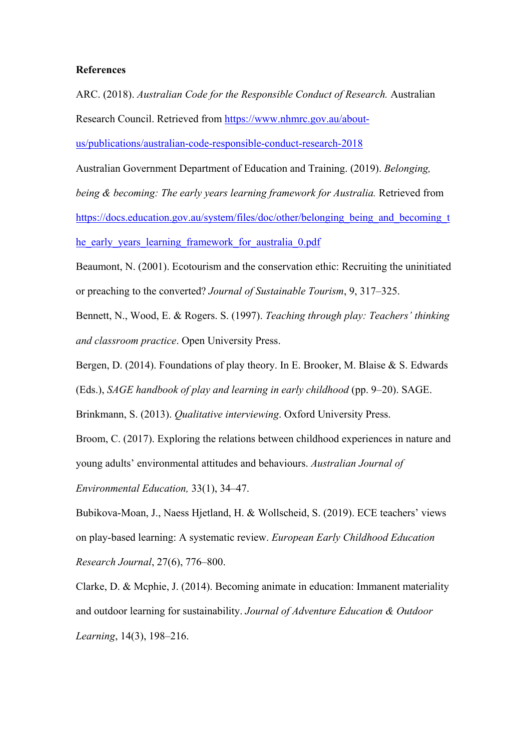**References**

ARC. (2018). *Australian Code for the Responsible Conduct of Research.* Australian Research Council. Retrieved from https://www.nhmrc.gov.au/about-us/publications/australian-code-responsible-conduct-research-2018

Australian Government Department of Education and Training. (2019). *Belonging, being & becoming: The early years learning framework for Australia.* Retrieved from https://docs.education.gov.au/system/files/doc/other/belonging_being_and_becoming_the_early_years_learning_framework_for_australia_0.pdf

Beaumont, N. (2001). Ecotourism and the conservation ethic: Recruiting the uninitiated or preaching to the converted? *Journal of Sustainable Tourism*, 9, 317–325.

Bennett, N., Wood, E. & Rogers. S. (1997). *Teaching through play: Teachers' thinking and classroom practice*. Open University Press.

Bergen, D. (2014). Foundations of play theory. In E. Brooker, M. Blaise & S. Edwards (Eds.), *SAGE handbook of play and learning in early childhood* (pp. 9–20). SAGE.

Brinkmann, S. (2013). *Qualitative interviewing*. Oxford University Press.

Broom, C. (2017). Exploring the relations between childhood experiences in nature and young adults' environmental attitudes and behaviours. *Australian Journal of Environmental Education,* 33(1), 34–47.

Bubikova-Moan, J., Naess Hjetland, H. & Wollscheid, S. (2019). ECE teachers' views on play-based learning: A systematic review. *European Early Childhood Education Research Journal*, 27(6), 776–800.

Clarke, D. & Mcphie, J. (2014). Becoming animate in education: Immanent materiality and outdoor learning for sustainability. *Journal of Adventure Education & Outdoor Learning*, 14(3), 198–216.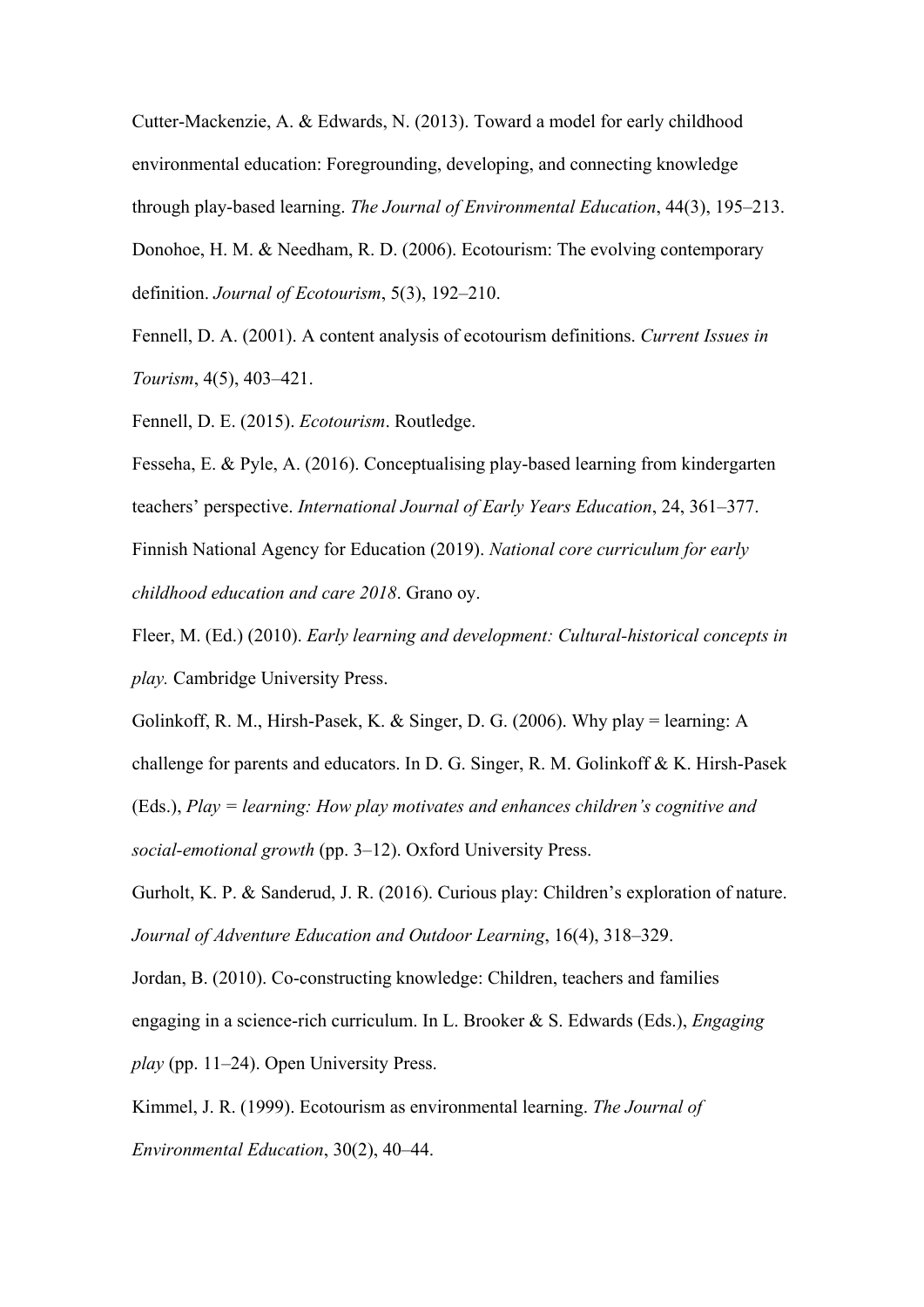Cutter-Mackenzie, A. & Edwards, N. (2013). Toward a model for early childhood environmental education: Foregrounding, developing, and connecting knowledge through play-based learning. *The Journal of Environmental Education*, 44(3), 195–213.

Donohoe, H. M. & Needham, R. D. (2006). Ecotourism: The evolving contemporary definition. *Journal of Ecotourism*, 5(3), 192–210.

Fennell, D. A. (2001). A content analysis of ecotourism definitions. *Current Issues in Tourism*, 4(5), 403–421.

Fennell, D. E. (2015). *Ecotourism*. Routledge.

Fesseha, E. & Pyle, A. (2016). Conceptualising play-based learning from kindergarten teachers' perspective. *International Journal of Early Years Education*, 24, 361–377.

Finnish National Agency for Education (2019). *National core curriculum for early childhood education and care 2018*. Grano oy.

Fleer, M. (Ed.) (2010). *Early learning and development: Cultural-historical concepts in play.* Cambridge University Press.

Golinkoff, R. M., Hirsh-Pasek, K. & Singer, D. G. (2006). Why play = learning: A challenge for parents and educators. In D. G. Singer, R. M. Golinkoff & K. Hirsh-Pasek (Eds.), *Play = learning: How play motivates and enhances children's cognitive and social-emotional growth* (pp. 3–12). Oxford University Press.

Gurholt, K. P. & Sanderud, J. R. (2016). Curious play: Children's exploration of nature. *Journal of Adventure Education and Outdoor Learning*, 16(4), 318–329.

Jordan, B. (2010). Co-constructing knowledge: Children, teachers and families engaging in a science-rich curriculum. In L. Brooker & S. Edwards (Eds.), *Engaging play* (pp. 11–24). Open University Press.

Kimmel, J. R. (1999). Ecotourism as environmental learning. *The Journal of Environmental Education*, 30(2), 40–44.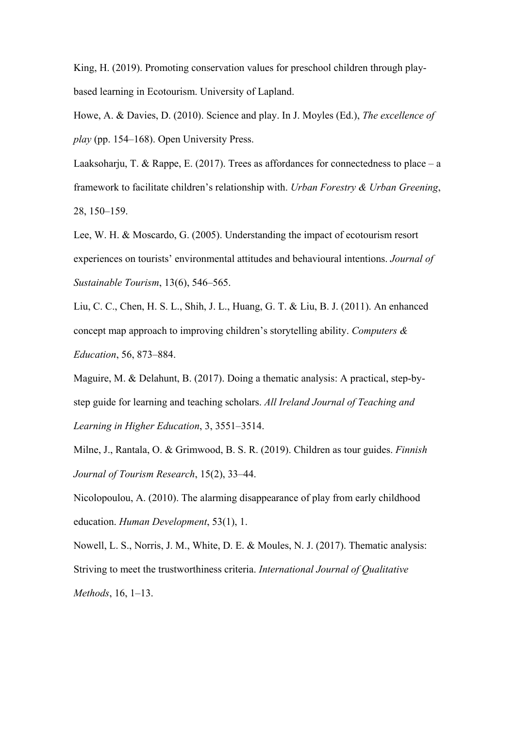King, H. (2019). Promoting conservation values for preschool children through play-based learning in Ecotourism. University of Lapland.

Howe, A. & Davies, D. (2010). Science and play. In J. Moyles (Ed.), *The excellence of play* (pp. 154–168). Open University Press.

Laaksoharju, T. & Rappe, E. (2017). Trees as affordances for connectedness to place – a framework to facilitate children's relationship with. *Urban Forestry & Urban Greening*, 28, 150–159.

Lee, W. H. & Moscardo, G. (2005). Understanding the impact of ecotourism resort experiences on tourists' environmental attitudes and behavioural intentions. *Journal of Sustainable Tourism*, 13(6), 546–565.

Liu, C. C., Chen, H. S. L., Shih, J. L., Huang, G. T. & Liu, B. J. (2011). An enhanced concept map approach to improving children's storytelling ability. *Computers & Education*, 56, 873–884.

Maguire, M. & Delahunt, B. (2017). Doing a thematic analysis: A practical, step-by-step guide for learning and teaching scholars. *All Ireland Journal of Teaching and Learning in Higher Education*, 3, 3551–3514.

Milne, J., Rantala, O. & Grimwood, B. S. R. (2019). Children as tour guides. *Finnish Journal of Tourism Research*, 15(2), 33–44.

Nicolopoulou, A. (2010). The alarming disappearance of play from early childhood education. *Human Development*, 53(1), 1.

Nowell, L. S., Norris, J. M., White, D. E. & Moules, N. J. (2017). Thematic analysis: Striving to meet the trustworthiness criteria. *International Journal of Qualitative Methods*, 16, 1–13.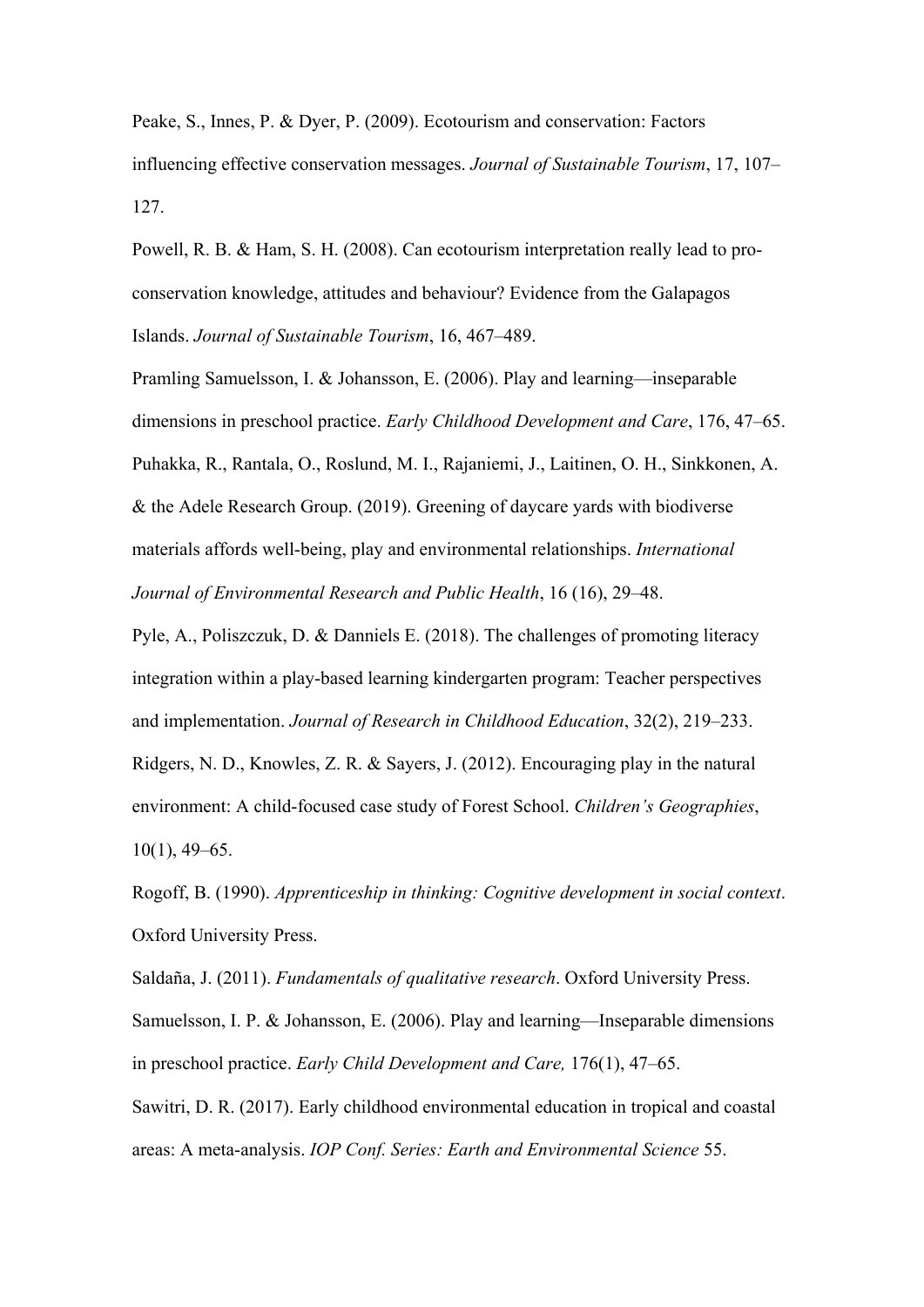Peake, S., Innes, P. & Dyer, P. (2009). Ecotourism and conservation: Factors influencing effective conservation messages. *Journal of Sustainable Tourism*, 17, 107–127.

Powell, R. B. & Ham, S. H. (2008). Can ecotourism interpretation really lead to pro-conservation knowledge, attitudes and behaviour? Evidence from the Galapagos Islands. *Journal of Sustainable Tourism*, 16, 467–489.

Pramling Samuelsson, I. & Johansson, E. (2006). Play and learning—inseparable dimensions in preschool practice. *Early Childhood Development and Care*, 176, 47–65.

Puhakka, R., Rantala, O., Roslund, M. I., Rajaniemi, J., Laitinen, O. H., Sinkkonen, A. & the Adele Research Group. (2019). Greening of daycare yards with biodiverse materials affords well-being, play and environmental relationships. *International Journal of Environmental Research and Public Health*, 16 (16), 29–48.

Pyle, A., Poliszczuk, D. & Danniels E. (2018). The challenges of promoting literacy integration within a play-based learning kindergarten program: Teacher perspectives and implementation. *Journal of Research in Childhood Education*, 32(2), 219–233.

Ridgers, N. D., Knowles, Z. R. & Sayers, J. (2012). Encouraging play in the natural environment: A child-focused case study of Forest School. *Children's Geographies*, 10(1), 49–65.

Rogoff, B. (1990). *Apprenticeship in thinking: Cognitive development in social context*. Oxford University Press.

Saldaña, J. (2011). *Fundamentals of qualitative research*. Oxford University Press.

Samuelsson, I. P. & Johansson, E. (2006). Play and learning—Inseparable dimensions in preschool practice. *Early Child Development and Care,* 176(1), 47–65.

Sawitri, D. R. (2017). Early childhood environmental education in tropical and coastal areas: A meta-analysis. *IOP Conf. Series: Earth and Environmental Science* 55.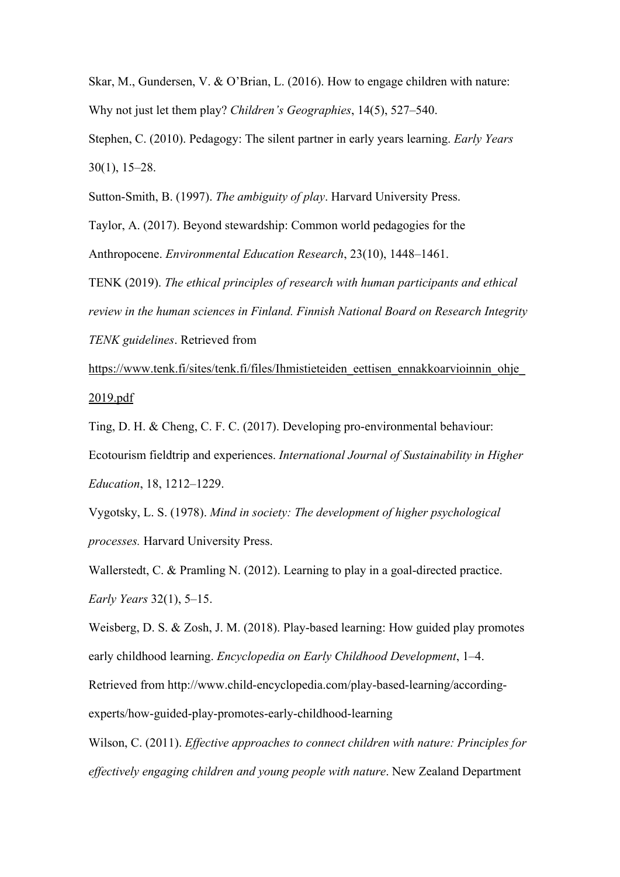Skar, M., Gundersen, V. & O'Brian, L. (2016). How to engage children with nature: Why not just let them play? *Children's Geographies*, 14(5), 527–540.

Stephen, C. (2010). Pedagogy: The silent partner in early years learning. *Early Years* 30(1), 15–28.

Sutton-Smith, B. (1997). *The ambiguity of play*. Harvard University Press.

Taylor, A. (2017). Beyond stewardship: Common world pedagogies for the Anthropocene. *Environmental Education Research*, 23(10), 1448–1461.

TENK (2019). *The ethical principles of research with human participants and ethical review in the human sciences in Finland. Finnish National Board on Research Integrity TENK guidelines*. Retrieved from https://www.tenk.fi/sites/tenk.fi/files/Ihmistieteiden_eettisen_ennakkoarvioinnin_ohje_2019.pdf

Ting, D. H. & Cheng, C. F. C. (2017). Developing pro-environmental behaviour: Ecotourism fieldtrip and experiences. *International Journal of Sustainability in Higher Education*, 18, 1212–1229.

Vygotsky, L. S. (1978). *Mind in society: The development of higher psychological processes.* Harvard University Press.

Wallerstedt, C. & Pramling N. (2012). Learning to play in a goal-directed practice. *Early Years* 32(1), 5–15.

Weisberg, D. S. & Zosh, J. M. (2018). Play-based learning: How guided play promotes early childhood learning. *Encyclopedia on Early Childhood Development*, 1–4. Retrieved from http://www.child-encyclopedia.com/play-based-learning/according-experts/how-guided-play-promotes-early-childhood-learning

Wilson, C. (2011). *Effective approaches to connect children with nature: Principles for effectively engaging children and young people with nature*. New Zealand Department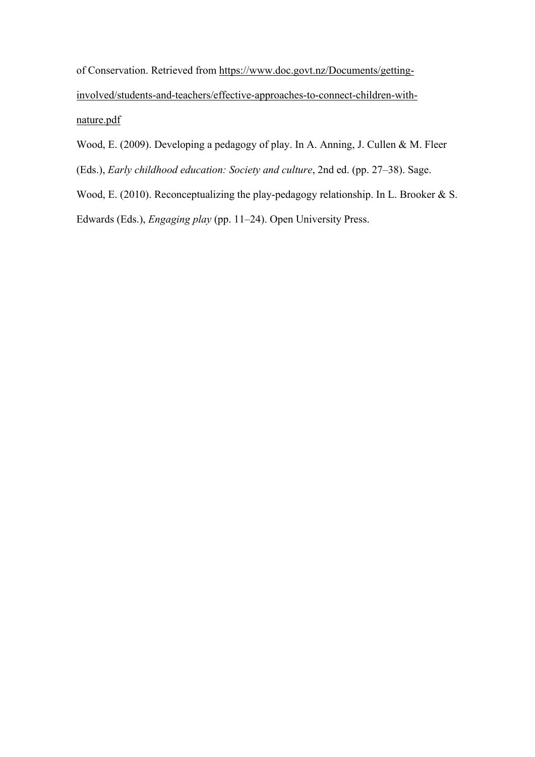of Conservation. Retrieved from https://www.doc.govt.nz/Documents/getting-involved/students-and-teachers/effective-approaches-to-connect-children-with-nature.pdf

Wood, E. (2009). Developing a pedagogy of play. In A. Anning, J. Cullen & M. Fleer (Eds.), *Early childhood education: Society and culture*, 2nd ed. (pp. 27–38). Sage.

Wood, E. (2010). Reconceptualizing the play-pedagogy relationship. In L. Brooker & S. Edwards (Eds.), *Engaging play* (pp. 11–24). Open University Press.